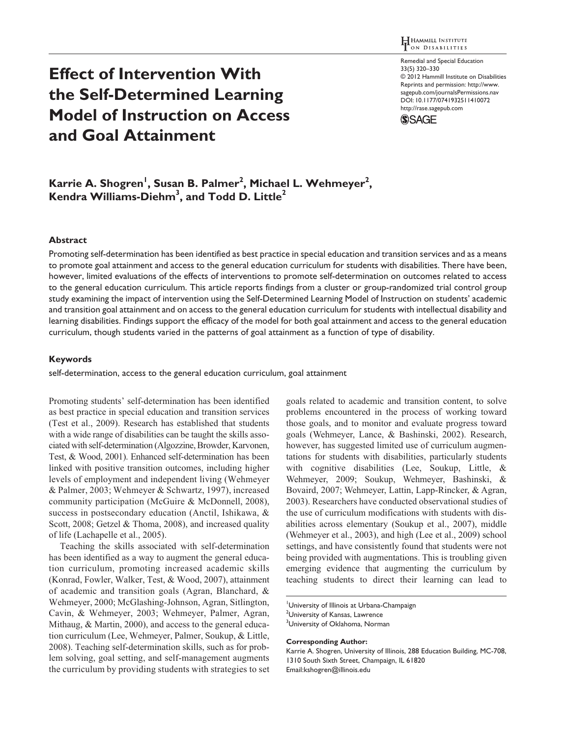# Effect of Intervention With the Self-Determined Learning Model of Instruction on Access and Goal Attainment

**Karrie A. Shogren[1], Susan B. Palmer[2], Michael L. Wehmeyer[2], Kendra Williams-Diehm[3], and Todd D. Little[2]**

## Abstract

Promoting self-determination has been identified as best practice in special education and transition services and as a means to promote goal attainment and access to the general education curriculum for students with disabilities. There have been, however, limited evaluations of the effects of interventions to promote self-determination on outcomes related to access to the general education curriculum. This article reports findings from a cluster or group-randomized trial control group study examining the impact of intervention using the Self-Determined Learning Model of Instruction on students' academic and transition goal attainment and on access to the general education curriculum for students with intellectual disability and learning disabilities. Findings support the efficacy of the model for both goal attainment and access to the general education curriculum, though students varied in the patterns of goal attainment as a function of type of disability.

## Keywords

self-determination, access to the general education curriculum, goal attainment

Promoting students' self-determination has been identified as best practice in special education and transition services (Test et al., 2009). Research has established that students with a wide range of disabilities can be taught the skills associated with self-determination (Algozzine, Browder, Karvonen, Test, & Wood, 2001). Enhanced self-determination has been linked with positive transition outcomes, including higher levels of employment and independent living (Wehmeyer & Palmer, 2003; Wehmeyer & Schwartz, 1997), increased community participation (McGuire & McDonnell, 2008), success in postsecondary education (Anctil, Ishikawa, & Scott, 2008; Getzel & Thoma, 2008), and increased quality of life (Lachapelle et al., 2005).

Teaching the skills associated with self-determination has been identified as a way to augment the general education curriculum, promoting increased academic skills (Konrad, Fowler, Walker, Test, & Wood, 2007), attainment of academic and transition goals (Agran, Blanchard, & Wehmeyer, 2000; McGlashing-Johnson, Agran, Sitlington, Cavin, & Wehmeyer, 2003; Wehmeyer, Palmer, Agran, Mithaug, & Martin, 2000), and access to the general education curriculum (Lee, Wehmeyer, Palmer, Soukup, & Little, 2008). Teaching self-determination skills, such as for problem solving, goal setting, and self-management augments the curriculum by providing students with strategies to set goals related to academic and transition content, to solve problems encountered in the process of working toward those goals, and to monitor and evaluate progress toward goals (Wehmeyer, Lance, & Bashinski, 2002). Research, however, has suggested limited use of curriculum augmentations for students with disabilities, particularly students with cognitive disabilities (Lee, Soukup, Little, & Wehmeyer, 2009; Soukup, Wehmeyer, Bashinski, & Bovaird, 2007; Wehmeyer, Lattin, Lapp-Rincker, & Agran, 2003). Researchers have conducted observational studies of the use of curriculum modifications with students with disabilities across elementary (Soukup et al., 2007), middle (Wehmeyer et al., 2003), and high (Lee et al., 2009) school settings, and have consistently found that students were not being provided with augmentations. This is troubling given emerging evidence that augmenting the curriculum by teaching students to direct their learning can lead to

[1]University of Illinois at Urbana-Champaign
[2]University of Kansas, Lawrence
[3]University of Oklahoma, Norman

**Corresponding Author:**
Karrie A. Shogren, University of Illinois, 288 Education Building, MC-708, 1310 South Sixth Street, Champaign, IL 61820
Email:kshogren@illinois.edu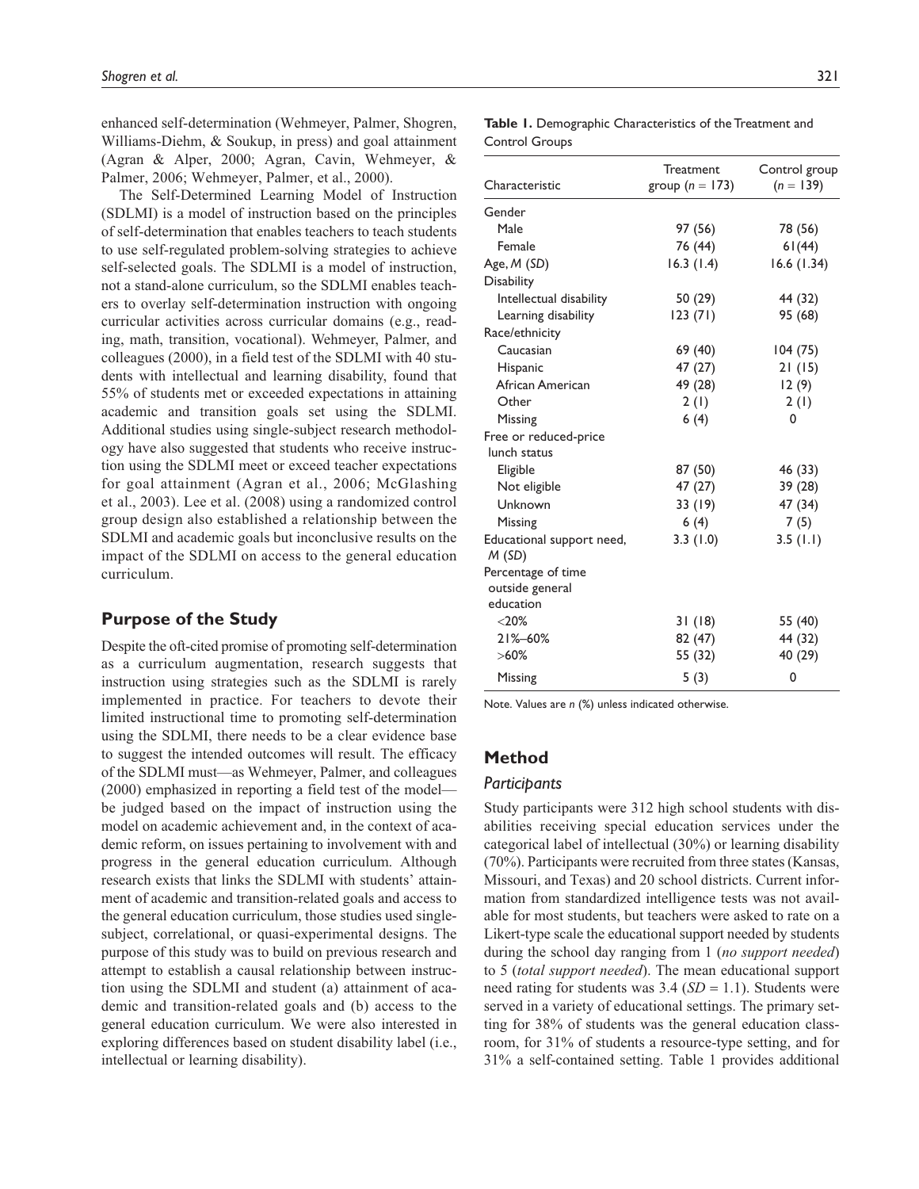enhanced self-determination (Wehmeyer, Palmer, Shogren, Williams-Diehm, & Soukup, in press) and goal attainment (Agran & Alper, 2000; Agran, Cavin, Wehmeyer, & Palmer, 2006; Wehmeyer, Palmer, et al., 2000).

The Self-Determined Learning Model of Instruction (SDLMI) is a model of instruction based on the principles of self-determination that enables teachers to teach students to use self-regulated problem-solving strategies to achieve self-selected goals. The SDLMI is a model of instruction, not a stand-alone curriculum, so the SDLMI enables teachers to overlay self-determination instruction with ongoing curricular activities across curricular domains (e.g., reading, math, transition, vocational). Wehmeyer, Palmer, and colleagues (2000), in a field test of the SDLMI with 40 students with intellectual and learning disability, found that 55% of students met or exceeded expectations in attaining academic and transition goals set using the SDLMI. Additional studies using single-subject research methodology have also suggested that students who receive instruction using the SDLMI meet or exceed teacher expectations for goal attainment (Agran et al., 2006; McGlashing et al., 2003). Lee et al. (2008) using a randomized control group design also established a relationship between the SDLMI and academic goals but inconclusive results on the impact of the SDLMI on access to the general education curriculum.

## Purpose of the Study

Despite the oft-cited promise of promoting self-determination as a curriculum augmentation, research suggests that instruction using strategies such as the SDLMI is rarely implemented in practice. For teachers to devote their limited instructional time to promoting self-determination using the SDLMI, there needs to be a clear evidence base to suggest the intended outcomes will result. The efficacy of the SDLMI must—as Wehmeyer, Palmer, and colleagues (2000) emphasized in reporting a field test of the model—be judged based on the impact of instruction using the model on academic achievement and, in the context of academic reform, on issues pertaining to involvement with and progress in the general education curriculum. Although research exists that links the SDLMI with students' attainment of academic and transition-related goals and access to the general education curriculum, those studies used single-subject, correlational, or quasi-experimental designs. The purpose of this study was to build on previous research and attempt to establish a causal relationship between instruction using the SDLMI and student (a) attainment of academic and transition-related goals and (b) access to the general education curriculum. We were also interested in exploring differences based on student disability label (i.e., intellectual or learning disability).

**Table 1.** Demographic Characteristics of the Treatment and Control Groups

| Characteristic | Treatment group ($n$ = 173) | Control group ($n$ = 139) |
|---|---|---|
| Gender | | |
| Male | 97 (56) | 78 (56) |
| Female | 76 (44) | 61(44) |
| Age, *M* (*SD*) | 16.3 (1.4) | 16.6 (1.34) |
| Disability | | |
| Intellectual disability | 50 (29) | 44 (32) |
| Learning disability | 123 (71) | 95 (68) |
| Race/ethnicity | | |
| Caucasian | 69 (40) | 104 (75) |
| Hispanic | 47 (27) | 21 (15) |
| African American | 49 (28) | 12 (9) |
| Other | 2 (1) | 2 (1) |
| Missing | 6 (4) | 0 |
| Free or reduced-price lunch status | | |
| Eligible | 87 (50) | 46 (33) |
| Not eligible | 47 (27) | 39 (28) |
| Unknown | 33 (19) | 47 (34) |
| Missing | 6 (4) | 7 (5) |
| Educational support need, *M* (*SD*) | 3.3 (1.0) | 3.5 (1.1) |
| Percentage of time outside general education | | |
| <20% | 31 (18) | 55 (40) |
| 21%–60% | 82 (47) | 44 (32) |
| >60% | 55 (32) | 40 (29) |
| Missing | 5 (3) | 0 |

Note. Values are *n* (%) unless indicated otherwise.

## Method

### Participants

Study participants were 312 high school students with disabilities receiving special education services under the categorical label of intellectual (30%) or learning disability (70%). Participants were recruited from three states (Kansas, Missouri, and Texas) and 20 school districts. Current information from standardized intelligence tests was not available for most students, but teachers were asked to rate on a Likert-type scale the educational support needed by students during the school day ranging from 1 (*no support needed*) to 5 (*total support needed*). The mean educational support need rating for students was 3.4 ($SD$ = 1.1). Students were served in a variety of educational settings. The primary setting for 38% of students was the general education classroom, for 31% of students a resource-type setting, and for 31% a self-contained setting. Table 1 provides additional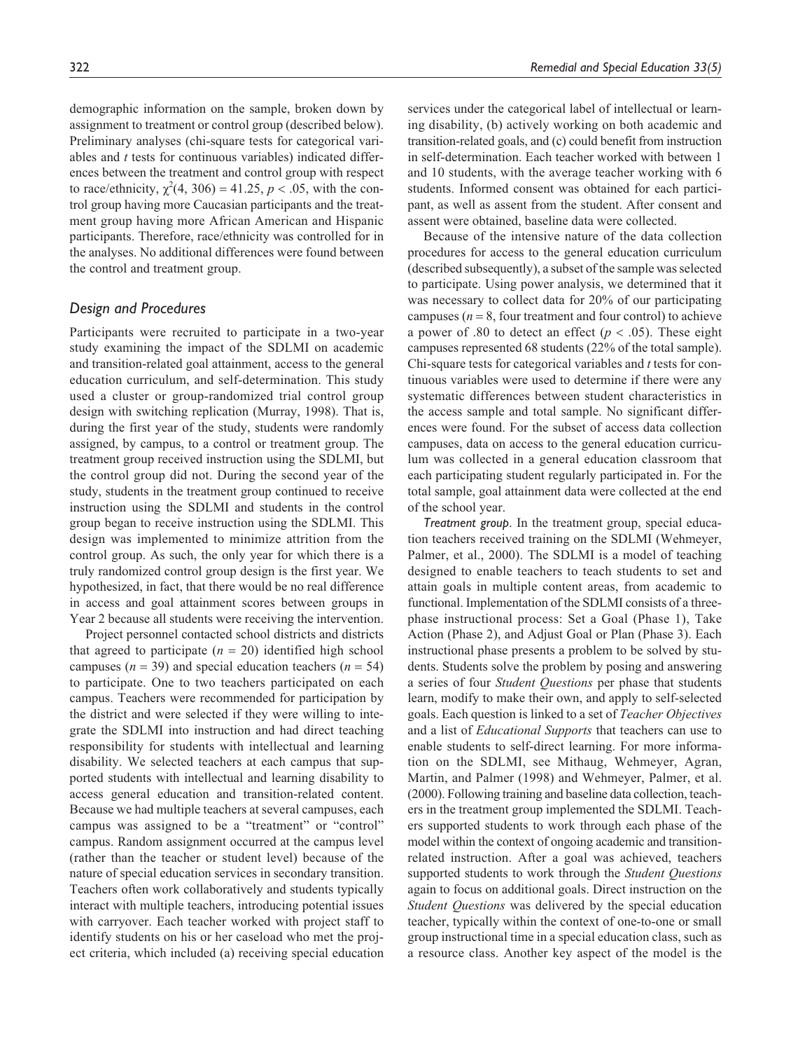demographic information on the sample, broken down by assignment to treatment or control group (described below). Preliminary analyses (chi-square tests for categorical variables and *t* tests for continuous variables) indicated differences between the treatment and control group with respect to race/ethnicity, $\chi^2(4, 306) = 41.25$, $p < .05$, with the control group having more Caucasian participants and the treatment group having more African American and Hispanic participants. Therefore, race/ethnicity was controlled for in the analyses. No additional differences were found between the control and treatment group.

## Design and Procedures

Participants were recruited to participate in a two-year study examining the impact of the SDLMI on academic and transition-related goal attainment, access to the general education curriculum, and self-determination. This study used a cluster or group-randomized trial control group design with switching replication (Murray, 1998). That is, during the first year of the study, students were randomly assigned, by campus, to a control or treatment group. The treatment group received instruction using the SDLMI, but the control group did not. During the second year of the study, students in the treatment group continued to receive instruction using the SDLMI and students in the control group began to receive instruction using the SDLMI. This design was implemented to minimize attrition from the control group. As such, the only year for which there is a truly randomized control group design is the first year. We hypothesized, in fact, that there would be no real difference in access and goal attainment scores between groups in Year 2 because all students were receiving the intervention.

Project personnel contacted school districts and districts that agreed to participate ($n = 20$) identified high school campuses ($n = 39$) and special education teachers ($n = 54$) to participate. One to two teachers participated on each campus. Teachers were recommended for participation by the district and were selected if they were willing to integrate the SDLMI into instruction and had direct teaching responsibility for students with intellectual and learning disability. We selected teachers at each campus that supported students with intellectual and learning disability to access general education and transition-related content. Because we had multiple teachers at several campuses, each campus was assigned to be a "treatment" or "control" campus. Random assignment occurred at the campus level (rather than the teacher or student level) because of the nature of special education services in secondary transition. Teachers often work collaboratively and students typically interact with multiple teachers, introducing potential issues with carryover. Each teacher worked with project staff to identify students on his or her caseload who met the project criteria, which included (a) receiving special education services under the categorical label of intellectual or learning disability, (b) actively working on both academic and transition-related goals, and (c) could benefit from instruction in self-determination. Each teacher worked with between 1 and 10 students, with the average teacher working with 6 students. Informed consent was obtained for each participant, as well as assent from the student. After consent and assent were obtained, baseline data were collected.

Because of the intensive nature of the data collection procedures for access to the general education curriculum (described subsequently), a subset of the sample was selected to participate. Using power analysis, we determined that it was necessary to collect data for 20% of our participating campuses ($n = 8$, four treatment and four control) to achieve a power of .80 to detect an effect ($p < .05$). These eight campuses represented 68 students (22% of the total sample). Chi-square tests for categorical variables and *t* tests for continuous variables were used to determine if there were any systematic differences between student characteristics in the access sample and total sample. No significant differences were found. For the subset of access data collection campuses, data on access to the general education curriculum was collected in a general education classroom that each participating student regularly participated in. For the total sample, goal attainment data were collected at the end of the school year.

*Treatment group*. In the treatment group, special education teachers received training on the SDLMI (Wehmeyer, Palmer, et al., 2000). The SDLMI is a model of teaching designed to enable teachers to teach students to set and attain goals in multiple content areas, from academic to functional. Implementation of the SDLMI consists of a three-phase instructional process: Set a Goal (Phase 1), Take Action (Phase 2), and Adjust Goal or Plan (Phase 3). Each instructional phase presents a problem to be solved by students. Students solve the problem by posing and answering a series of four *Student Questions* per phase that students learn, modify to make their own, and apply to self-selected goals. Each question is linked to a set of *Teacher Objectives* and a list of *Educational Supports* that teachers can use to enable students to self-direct learning. For more information on the SDLMI, see Mithaug, Wehmeyer, Agran, Martin, and Palmer (1998) and Wehmeyer, Palmer, et al. (2000). Following training and baseline data collection, teachers in the treatment group implemented the SDLMI. Teachers supported students to work through each phase of the model within the context of ongoing academic and transition-related instruction. After a goal was achieved, teachers supported students to work through the *Student Questions* again to focus on additional goals. Direct instruction on the *Student Questions* was delivered by the special education teacher, typically within the context of one-to-one or small group instructional time in a special education class, such as a resource class. Another key aspect of the model is the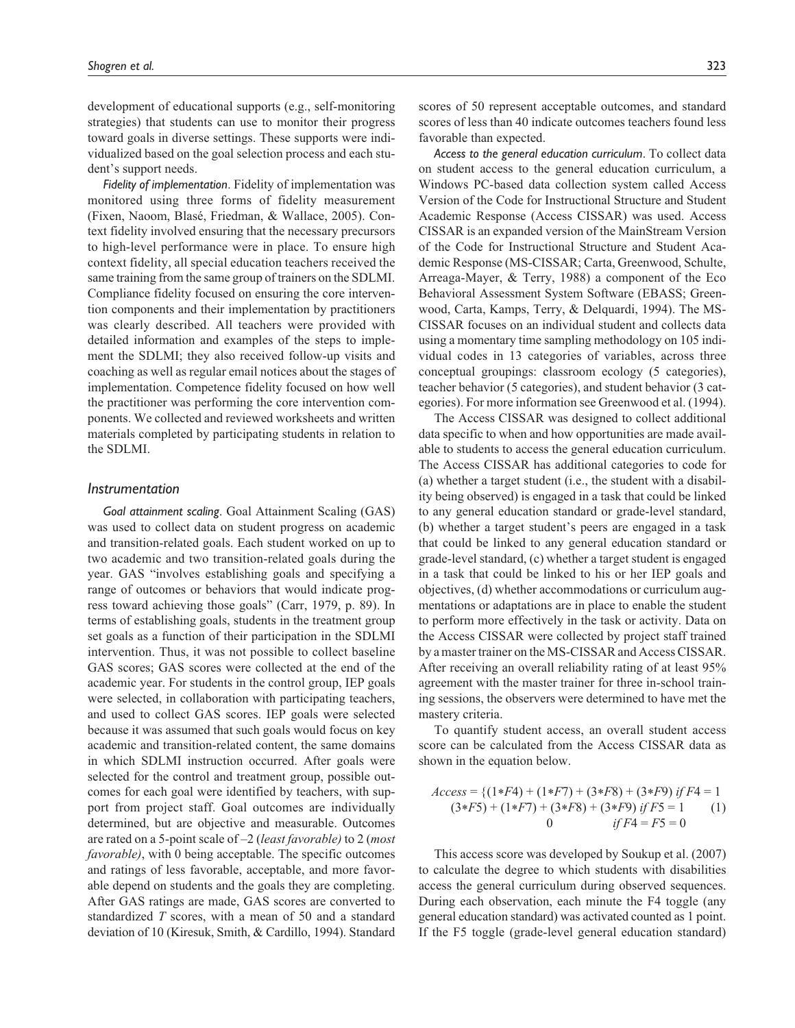development of educational supports (e.g., self-monitoring strategies) that students can use to monitor their progress toward goals in diverse settings. These supports were individualized based on the goal selection process and each student's support needs.

*Fidelity of implementation*. Fidelity of implementation was monitored using three forms of fidelity measurement (Fixen, Naoom, Blasé, Friedman, & Wallace, 2005). Context fidelity involved ensuring that the necessary precursors to high-level performance were in place. To ensure high context fidelity, all special education teachers received the same training from the same group of trainers on the SDLMI. Compliance fidelity focused on ensuring the core intervention components and their implementation by practitioners was clearly described. All teachers were provided with detailed information and examples of the steps to implement the SDLMI; they also received follow-up visits and coaching as well as regular email notices about the stages of implementation. Competence fidelity focused on how well the practitioner was performing the core intervention components. We collected and reviewed worksheets and written materials completed by participating students in relation to the SDLMI.

## *Instrumentation*

*Goal attainment scaling*. Goal Attainment Scaling (GAS) was used to collect data on student progress on academic and transition-related goals. Each student worked on up to two academic and two transition-related goals during the year. GAS "involves establishing goals and specifying a range of outcomes or behaviors that would indicate progress toward achieving those goals" (Carr, 1979, p. 89). In terms of establishing goals, students in the treatment group set goals as a function of their participation in the SDLMI intervention. Thus, it was not possible to collect baseline GAS scores; GAS scores were collected at the end of the academic year. For students in the control group, IEP goals were selected, in collaboration with participating teachers, and used to collect GAS scores. IEP goals were selected because it was assumed that such goals would focus on key academic and transition-related content, the same domains in which SDLMI instruction occurred. After goals were selected for the control and treatment group, possible outcomes for each goal were identified by teachers, with support from project staff. Goal outcomes are individually determined, but are objective and measurable. Outcomes are rated on a 5-point scale of –2 (*least favorable)* to 2 (*most favorable)*, with 0 being acceptable. The specific outcomes and ratings of less favorable, acceptable, and more favorable depend on students and the goals they are completing. After GAS ratings are made, GAS scores are converted to standardized *T* scores, with a mean of 50 and a standard deviation of 10 (Kiresuk, Smith, & Cardillo, 1994). Standard scores of 50 represent acceptable outcomes, and standard scores of less than 40 indicate outcomes teachers found less favorable than expected.

*Access to the general education curriculum*. To collect data on student access to the general education curriculum, a Windows PC-based data collection system called Access Version of the Code for Instructional Structure and Student Academic Response (Access CISSAR) was used. Access CISSAR is an expanded version of the MainStream Version of the Code for Instructional Structure and Student Academic Response (MS-CISSAR; Carta, Greenwood, Schulte, Arreaga-Mayer, & Terry, 1988) a component of the Eco Behavioral Assessment System Software (EBASS; Greenwood, Carta, Kamps, Terry, & Delquardi, 1994). The MS-CISSAR focuses on an individual student and collects data using a momentary time sampling methodology on 105 individual codes in 13 categories of variables, across three conceptual groupings: classroom ecology (5 categories), teacher behavior (5 categories), and student behavior (3 categories). For more information see Greenwood et al. (1994).

The Access CISSAR was designed to collect additional data specific to when and how opportunities are made available to students to access the general education curriculum. The Access CISSAR has additional categories to code for (a) whether a target student (i.e., the student with a disability being observed) is engaged in a task that could be linked to any general education standard or grade-level standard, (b) whether a target student's peers are engaged in a task that could be linked to any general education standard or grade-level standard, (c) whether a target student is engaged in a task that could be linked to his or her IEP goals and objectives, (d) whether accommodations or curriculum augmentations or adaptations are in place to enable the student to perform more effectively in the task or activity. Data on the Access CISSAR were collected by project staff trained by a master trainer on the MS-CISSAR and Access CISSAR. After receiving an overall reliability rating of at least 95% agreement with the master trainer for three in-school training sessions, the observers were determined to have met the mastery criteria.

To quantify student access, an overall student access score can be calculated from the Access CISSAR data as shown in the equation below.

$$Access = \begin{cases} (1*F4) + (1*F7) + (3*F8) + (3*F9) & \text{if } F4 = 1 \\ (3*F5) + (1*F7) + (3*F8) + (3*F9) & \text{if } F5 = 1 \\ 0 & \text{if } F4 = F5 = 0 \end{cases} \quad (1)$$

This access score was developed by Soukup et al. (2007) to calculate the degree to which students with disabilities access the general curriculum during observed sequences. During each observation, each minute the F4 toggle (any general education standard) was activated counted as 1 point. If the F5 toggle (grade-level general education standard)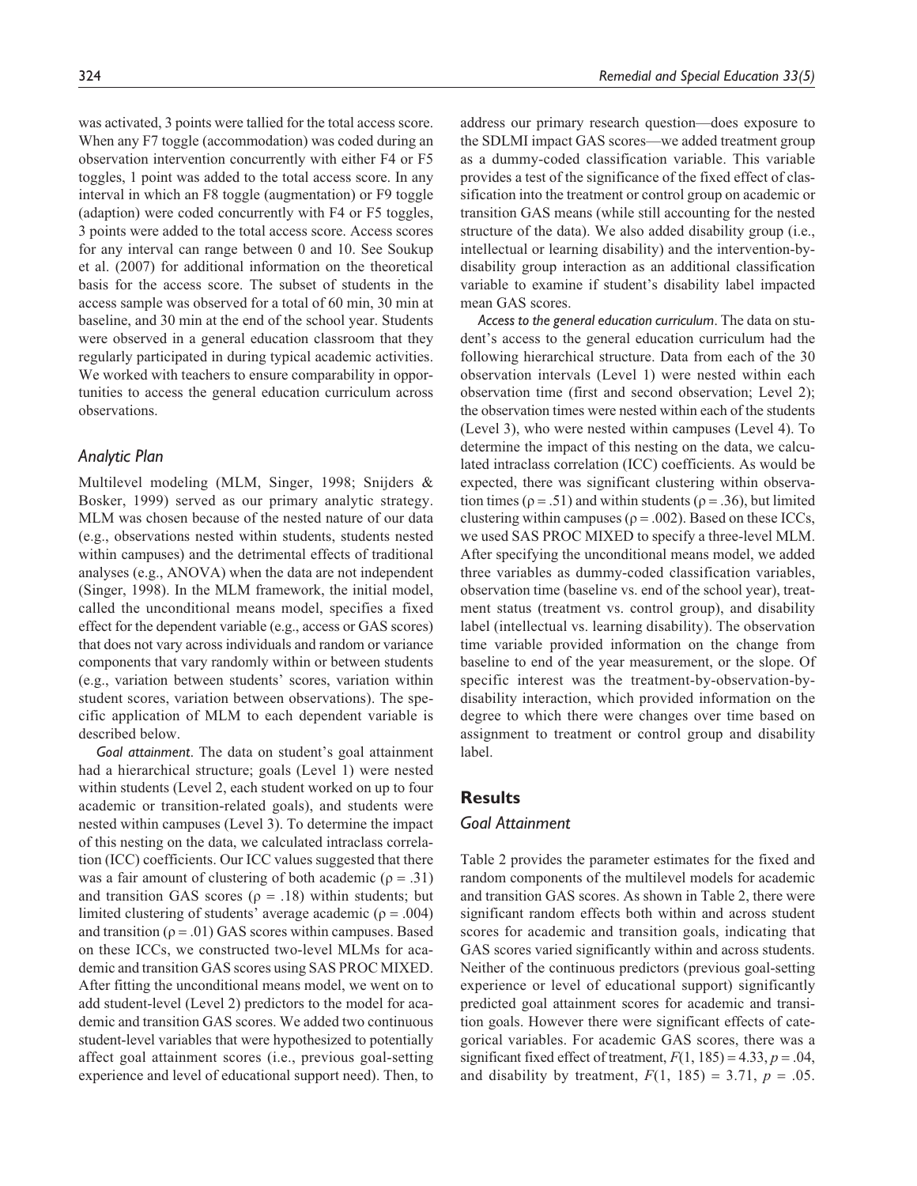was activated, 3 points were tallied for the total access score. When any F7 toggle (accommodation) was coded during an observation intervention concurrently with either F4 or F5 toggles, 1 point was added to the total access score. In any interval in which an F8 toggle (augmentation) or F9 toggle (adaption) were coded concurrently with F4 or F5 toggles, 3 points were added to the total access score. Access scores for any interval can range between 0 and 10. See Soukup et al. (2007) for additional information on the theoretical basis for the access score. The subset of students in the access sample was observed for a total of 60 min, 30 min at baseline, and 30 min at the end of the school year. Students were observed in a general education classroom that they regularly participated in during typical academic activities. We worked with teachers to ensure comparability in opportunities to access the general education curriculum across observations.

### Analytic Plan

Multilevel modeling (MLM, Singer, 1998; Snijders & Bosker, 1999) served as our primary analytic strategy. MLM was chosen because of the nested nature of our data (e.g., observations nested within students, students nested within campuses) and the detrimental effects of traditional analyses (e.g., ANOVA) when the data are not independent (Singer, 1998). In the MLM framework, the initial model, called the unconditional means model, specifies a fixed effect for the dependent variable (e.g., access or GAS scores) that does not vary across individuals and random or variance components that vary randomly within or between students (e.g., variation between students' scores, variation within student scores, variation between observations). The specific application of MLM to each dependent variable is described below.

*Goal attainment*. The data on student's goal attainment had a hierarchical structure; goals (Level 1) were nested within students (Level 2, each student worked on up to four academic or transition-related goals), and students were nested within campuses (Level 3). To determine the impact of this nesting on the data, we calculated intraclass correlation (ICC) coefficients. Our ICC values suggested that there was a fair amount of clustering of both academic ($\rho = .31$) and transition GAS scores ($\rho = .18$) within students; but limited clustering of students' average academic ($\rho = .004$) and transition ($\rho = .01$) GAS scores within campuses. Based on these ICCs, we constructed two-level MLMs for academic and transition GAS scores using SAS PROC MIXED. After fitting the unconditional means model, we went on to add student-level (Level 2) predictors to the model for academic and transition GAS scores. We added two continuous student-level variables that were hypothesized to potentially affect goal attainment scores (i.e., previous goal-setting experience and level of educational support need). Then, to address our primary research question—does exposure to the SDLMI impact GAS scores—we added treatment group as a dummy-coded classification variable. This variable provides a test of the significance of the fixed effect of classification into the treatment or control group on academic or transition GAS means (while still accounting for the nested structure of the data). We also added disability group (i.e., intellectual or learning disability) and the intervention-by-disability group interaction as an additional classification variable to examine if student's disability label impacted mean GAS scores.

*Access to the general education curriculum*. The data on student's access to the general education curriculum had the following hierarchical structure. Data from each of the 30 observation intervals (Level 1) were nested within each observation time (first and second observation; Level 2); the observation times were nested within each of the students (Level 3), who were nested within campuses (Level 4). To determine the impact of this nesting on the data, we calculated intraclass correlation (ICC) coefficients. As would be expected, there was significant clustering within observation times ($\rho = .51$) and within students ($\rho = .36$), but limited clustering within campuses ($\rho = .002$). Based on these ICCs, we used SAS PROC MIXED to specify a three-level MLM. After specifying the unconditional means model, we added three variables as dummy-coded classification variables, observation time (baseline vs. end of the school year), treatment status (treatment vs. control group), and disability label (intellectual vs. learning disability). The observation time variable provided information on the change from baseline to end of the year measurement, or the slope. Of specific interest was the treatment-by-observation-by-disability interaction, which provided information on the degree to which there were changes over time based on assignment to treatment or control group and disability label.

## Results

### Goal Attainment

Table 2 provides the parameter estimates for the fixed and random components of the multilevel models for academic and transition GAS scores. As shown in Table 2, there were significant random effects both within and across student scores for academic and transition goals, indicating that GAS scores varied significantly within and across students. Neither of the continuous predictors (previous goal-setting experience or level of educational support) significantly predicted goal attainment scores for academic and transition goals. However there were significant effects of categorical variables. For academic GAS scores, there was a significant fixed effect of treatment, $F(1, 185) = 4.33$, $p = .04$, and disability by treatment, $F(1, 185) = 3.71$, $p = .05$.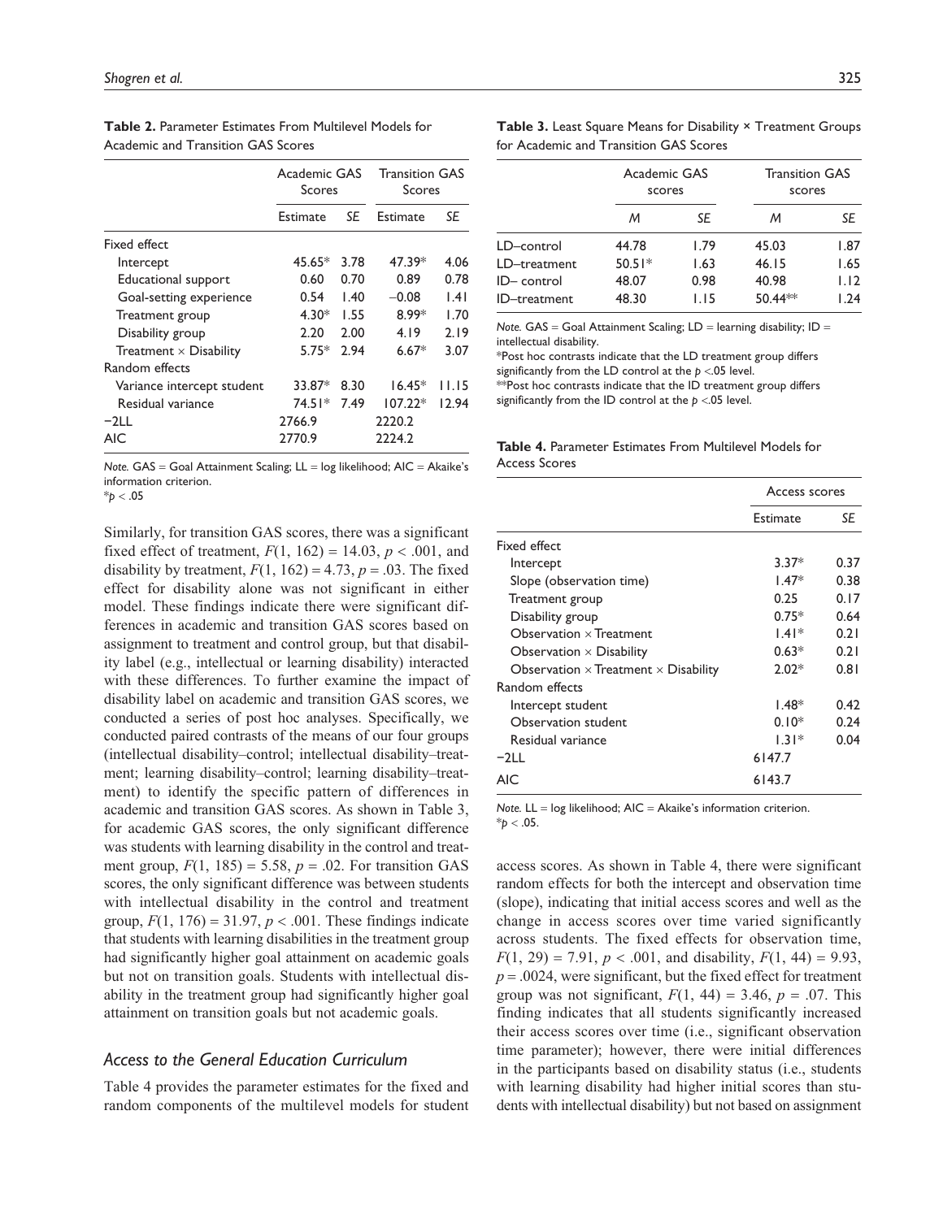**Table 2.** Parameter Estimates From Multilevel Models for Academic and Transition GAS Scores

| | Academic GAS Scores | | Transition GAS Scores | |
|---|---|---|---|---|
| | Estimate | *SE* | Estimate | *SE* |
| Fixed effect | | | | |
| Intercept | 45.65* | 3.78 | 47.39* | 4.06 |
| Educational support | 0.60 | 0.70 | 0.89 | 0.78 |
| Goal-setting experience | 0.54 | 1.40 | −0.08 | 1.41 |
| Treatment group | 4.30* | 1.55 | 8.99* | 1.70 |
| Disability group | 2.20 | 2.00 | 4.19 | 2.19 |
| Treatment × Disability | 5.75* | 2.94 | 6.67* | 3.07 |
| Random effects | | | | |
| Variance intercept student | 33.87* | 8.30 | 16.45* | 11.15 |
| Residual variance | 74.51* | 7.49 | 107.22* | 12.94 |
| −2LL | 2766.9 | | 2220.2 | |
| AIC | 2770.9 | | 2224.2 | |

*Note.* GAS = Goal Attainment Scaling; LL = log likelihood; AIC = Akaike's information criterion.
*$p < .05$

Similarly, for transition GAS scores, there was a significant fixed effect of treatment, $F(1, 162) = 14.03$, $p < .001$, and disability by treatment, $F(1, 162) = 4.73$, $p = .03$. The fixed effect for disability alone was not significant in either model. These findings indicate there were significant differences in academic and transition GAS scores based on assignment to treatment and control group, but that disability label (e.g., intellectual or learning disability) interacted with these differences. To further examine the impact of disability label on academic and transition GAS scores, we conducted a series of post hoc analyses. Specifically, we conducted paired contrasts of the means of our four groups (intellectual disability–control; intellectual disability–treatment; learning disability–control; learning disability–treatment) to identify the specific pattern of differences in academic and transition GAS scores. As shown in Table 3, for academic GAS scores, the only significant difference was students with learning disability in the control and treatment group, $F(1, 185) = 5.58$, $p = .02$. For transition GAS scores, the only significant difference was between students with intellectual disability in the control and treatment group, $F(1, 176) = 31.97$, $p < .001$. These findings indicate that students with learning disabilities in the treatment group had significantly higher goal attainment on academic goals but not on transition goals. Students with intellectual disability in the treatment group had significantly higher goal attainment on transition goals but not academic goals.

### Access to the General Education Curriculum

Table 4 provides the parameter estimates for the fixed and random components of the multilevel models for student access scores. As shown in Table 4, there were significant random effects for both the intercept and observation time (slope), indicating that initial access scores and well as the change in access scores over time varied significantly across students. The fixed effects for observation time, $F(1, 29) = 7.91$, $p < .001$, and disability, $F(1, 44) = 9.93$, $p = .0024$, were significant, but the fixed effect for treatment group was not significant, $F(1, 44) = 3.46$, $p = .07$. This finding indicates that all students significantly increased their access scores over time (i.e., significant observation time parameter); however, there were initial differences in the participants based on disability status (i.e., students with learning disability had higher initial scores than students with intellectual disability) but not based on assignment

**Table 3.** Least Square Means for Disability × Treatment Groups for Academic and Transition GAS Scores

| | Academic GAS scores | | Transition GAS scores | |
|---|---|---|---|---|
| | *M* | *SE* | *M* | *SE* |
| LD–control | 44.78 | 1.79 | 45.03 | 1.87 |
| LD–treatment | 50.51* | 1.63 | 46.15 | 1.65 |
| ID– control | 48.07 | 0.98 | 40.98 | 1.12 |
| ID–treatment | 48.30 | 1.15 | 50.44** | 1.24 |

*Note.* GAS = Goal Attainment Scaling; LD = learning disability; ID = intellectual disability.
*Post hoc contrasts indicate that the LD treatment group differs significantly from the LD control at the $p < .05$ level.
**Post hoc contrasts indicate that the ID treatment group differs significantly from the ID control at the $p < .05$ level.

**Table 4.** Parameter Estimates From Multilevel Models for Access Scores

| | Access scores | |
|---|---|---|
| | Estimate | *SE* |
| Fixed effect | | |
| Intercept | 3.37* | 0.37 |
| Slope (observation time) | 1.47* | 0.38 |
| Treatment group | 0.25 | 0.17 |
| Disability group | 0.75* | 0.64 |
| Observation × Treatment | 1.41* | 0.21 |
| Observation × Disability | 0.63* | 0.21 |
| Observation × Treatment × Disability | 2.02* | 0.81 |
| Random effects | | |
| Intercept student | 1.48* | 0.42 |
| Observation student | 0.10* | 0.24 |
| Residual variance | 1.31* | 0.04 |
| −2LL | 6147.7 | |
| AIC | 6143.7 | |

*Note.* LL = log likelihood; AIC = Akaike's information criterion.
*$p < .05$.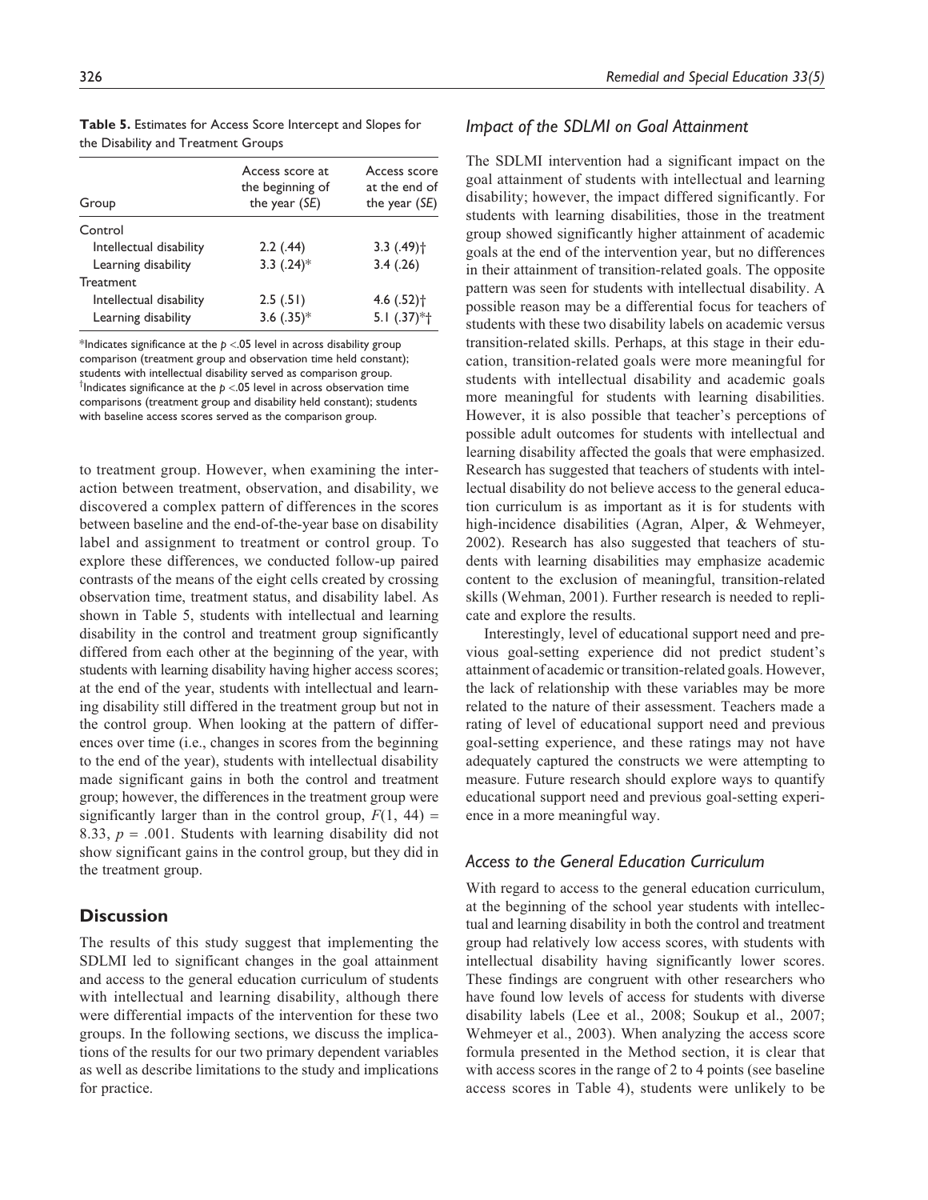**Table 5.** Estimates for Access Score Intercept and Slopes for the Disability and Treatment Groups

| Group | Access score at the beginning of the year (*SE*) | Access score at the end of the year (*SE*) |
|---|---|---|
| Control | | |
| Intellectual disability | 2.2 (.44) | 3.3 (.49)† |
| Learning disability | 3.3 (.24)* | 3.4 (.26) |
| Treatment | | |
| Intellectual disability | 2.5 (.51) | 4.6 (.52)† |
| Learning disability | 3.6 (.35)* | 5.1 (.37)*† |

*Indicates significance at the $p < .05$ level in across disability group comparison (treatment group and observation time held constant); students with intellectual disability served as comparison group.
†Indicates significance at the $p < .05$ level in across observation time comparisons (treatment group and disability held constant); students with baseline access scores served as the comparison group.

to treatment group. However, when examining the interaction between treatment, observation, and disability, we discovered a complex pattern of differences in the scores between baseline and the end-of-the-year base on disability label and assignment to treatment or control group. To explore these differences, we conducted follow-up paired contrasts of the means of the eight cells created by crossing observation time, treatment status, and disability label. As shown in Table 5, students with intellectual and learning disability in the control and treatment group significantly differed from each other at the beginning of the year, with students with learning disability having higher access scores; at the end of the year, students with intellectual and learning disability still differed in the treatment group but not in the control group. When looking at the pattern of differences over time (i.e., changes in scores from the beginning to the end of the year), students with intellectual disability made significant gains in both the control and treatment group; however, the differences in the treatment group were significantly larger than in the control group, $F(1, 44) = 8.33$, $p = .001$. Students with learning disability did not show significant gains in the control group, but they did in the treatment group.

## Discussion

The results of this study suggest that implementing the SDLMI led to significant changes in the goal attainment and access to the general education curriculum of students with intellectual and learning disability, although there were differential impacts of the intervention for these two groups. In the following sections, we discuss the implications of the results for our two primary dependent variables as well as describe limitations to the study and implications for practice.

### *Impact of the SDLMI on Goal Attainment*

The SDLMI intervention had a significant impact on the goal attainment of students with intellectual and learning disability; however, the impact differed significantly. For students with learning disabilities, those in the treatment group showed significantly higher attainment of academic goals at the end of the intervention year, but no differences in their attainment of transition-related goals. The opposite pattern was seen for students with intellectual disability. A possible reason may be a differential focus for teachers of students with these two disability labels on academic versus transition-related skills. Perhaps, at this stage in their education, transition-related goals were more meaningful for students with intellectual disability and academic goals more meaningful for students with learning disabilities. However, it is also possible that teacher's perceptions of possible adult outcomes for students with intellectual and learning disability affected the goals that were emphasized. Research has suggested that teachers of students with intellectual disability do not believe access to the general education curriculum is as important as it is for students with high-incidence disabilities (Agran, Alper, & Wehmeyer, 2002). Research has also suggested that teachers of students with learning disabilities may emphasize academic content to the exclusion of meaningful, transition-related skills (Wehman, 2001). Further research is needed to replicate and explore the results.

Interestingly, level of educational support need and previous goal-setting experience did not predict student's attainment of academic or transition-related goals. However, the lack of relationship with these variables may be more related to the nature of their assessment. Teachers made a rating of level of educational support need and previous goal-setting experience, and these ratings may not have adequately captured the constructs we were attempting to measure. Future research should explore ways to quantify educational support need and previous goal-setting experience in a more meaningful way.

### *Access to the General Education Curriculum*

With regard to access to the general education curriculum, at the beginning of the school year students with intellectual and learning disability in both the control and treatment group had relatively low access scores, with students with intellectual disability having significantly lower scores. These findings are congruent with other researchers who have found low levels of access for students with diverse disability labels (Lee et al., 2008; Soukup et al., 2007; Wehmeyer et al., 2003). When analyzing the access score formula presented in the Method section, it is clear that with access scores in the range of 2 to 4 points (see baseline access scores in Table 4), students were unlikely to be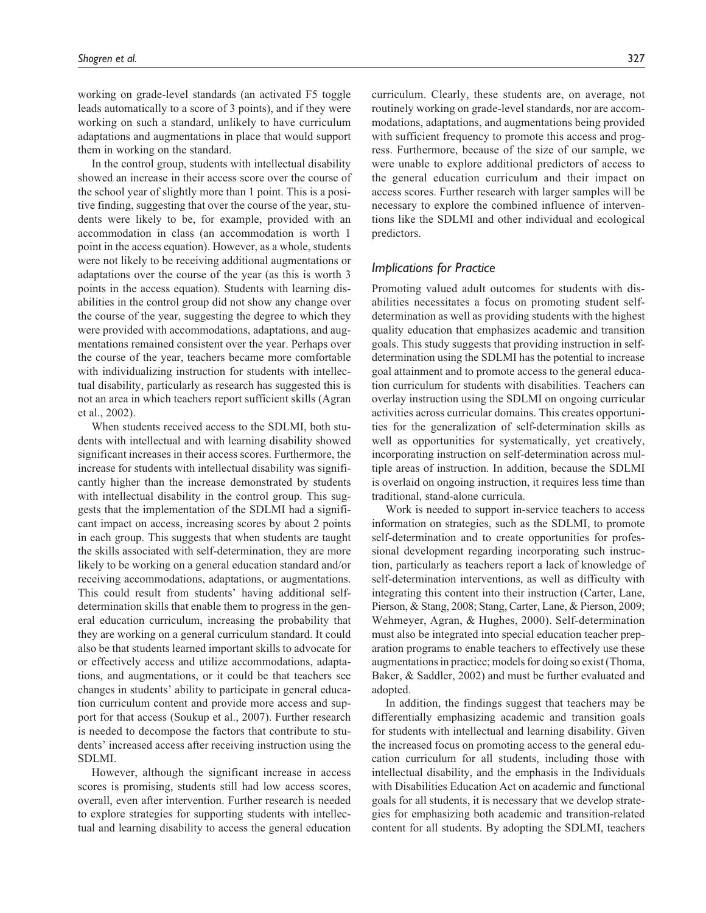working on grade-level standards (an activated F5 toggle leads automatically to a score of 3 points), and if they were working on such a standard, unlikely to have curriculum adaptations and augmentations in place that would support them in working on the standard.

In the control group, students with intellectual disability showed an increase in their access score over the course of the school year of slightly more than 1 point. This is a positive finding, suggesting that over the course of the year, students were likely to be, for example, provided with an accommodation in class (an accommodation is worth 1 point in the access equation). However, as a whole, students were not likely to be receiving additional augmentations or adaptations over the course of the year (as this is worth 3 points in the access equation). Students with learning disabilities in the control group did not show any change over the course of the year, suggesting the degree to which they were provided with accommodations, adaptations, and augmentations remained consistent over the year. Perhaps over the course of the year, teachers became more comfortable with individualizing instruction for students with intellectual disability, particularly as research has suggested this is not an area in which teachers report sufficient skills (Agran et al., 2002).

When students received access to the SDLMI, both students with intellectual and with learning disability showed significant increases in their access scores. Furthermore, the increase for students with intellectual disability was significantly higher than the increase demonstrated by students with intellectual disability in the control group. This suggests that the implementation of the SDLMI had a significant impact on access, increasing scores by about 2 points in each group. This suggests that when students are taught the skills associated with self-determination, they are more likely to be working on a general education standard and/or receiving accommodations, adaptations, or augmentations. This could result from students' having additional self-determination skills that enable them to progress in the general education curriculum, increasing the probability that they are working on a general curriculum standard. It could also be that students learned important skills to advocate for or effectively access and utilize accommodations, adaptations, and augmentations, or it could be that teachers see changes in students' ability to participate in general education curriculum content and provide more access and support for that access (Soukup et al., 2007). Further research is needed to decompose the factors that contribute to students' increased access after receiving instruction using the SDLMI.

However, although the significant increase in access scores is promising, students still had low access scores, overall, even after intervention. Further research is needed to explore strategies for supporting students with intellectual and learning disability to access the general education curriculum. Clearly, these students are, on average, not routinely working on grade-level standards, nor are accommodations, adaptations, and augmentations being provided with sufficient frequency to promote this access and progress. Furthermore, because of the size of our sample, we were unable to explore additional predictors of access to the general education curriculum and their impact on access scores. Further research with larger samples will be necessary to explore the combined influence of interventions like the SDLMI and other individual and ecological predictors.

### *Implications for Practice*

Promoting valued adult outcomes for students with disabilities necessitates a focus on promoting student self-determination as well as providing students with the highest quality education that emphasizes academic and transition goals. This study suggests that providing instruction in self-determination using the SDLMI has the potential to increase goal attainment and to promote access to the general education curriculum for students with disabilities. Teachers can overlay instruction using the SDLMI on ongoing curricular activities across curricular domains. This creates opportunities for the generalization of self-determination skills as well as opportunities for systematically, yet creatively, incorporating instruction on self-determination across multiple areas of instruction. In addition, because the SDLMI is overlaid on ongoing instruction, it requires less time than traditional, stand-alone curricula.

Work is needed to support in-service teachers to access information on strategies, such as the SDLMI, to promote self-determination and to create opportunities for professional development regarding incorporating such instruction, particularly as teachers report a lack of knowledge of self-determination interventions, as well as difficulty with integrating this content into their instruction (Carter, Lane, Pierson, & Stang, 2008; Stang, Carter, Lane, & Pierson, 2009; Wehmeyer, Agran, & Hughes, 2000). Self-determination must also be integrated into special education teacher preparation programs to enable teachers to effectively use these augmentations in practice; models for doing so exist (Thoma, Baker, & Saddler, 2002) and must be further evaluated and adopted.

In addition, the findings suggest that teachers may be differentially emphasizing academic and transition goals for students with intellectual and learning disability. Given the increased focus on promoting access to the general education curriculum for all students, including those with intellectual disability, and the emphasis in the Individuals with Disabilities Education Act on academic and functional goals for all students, it is necessary that we develop strategies for emphasizing both academic and transition-related content for all students. By adopting the SDLMI, teachers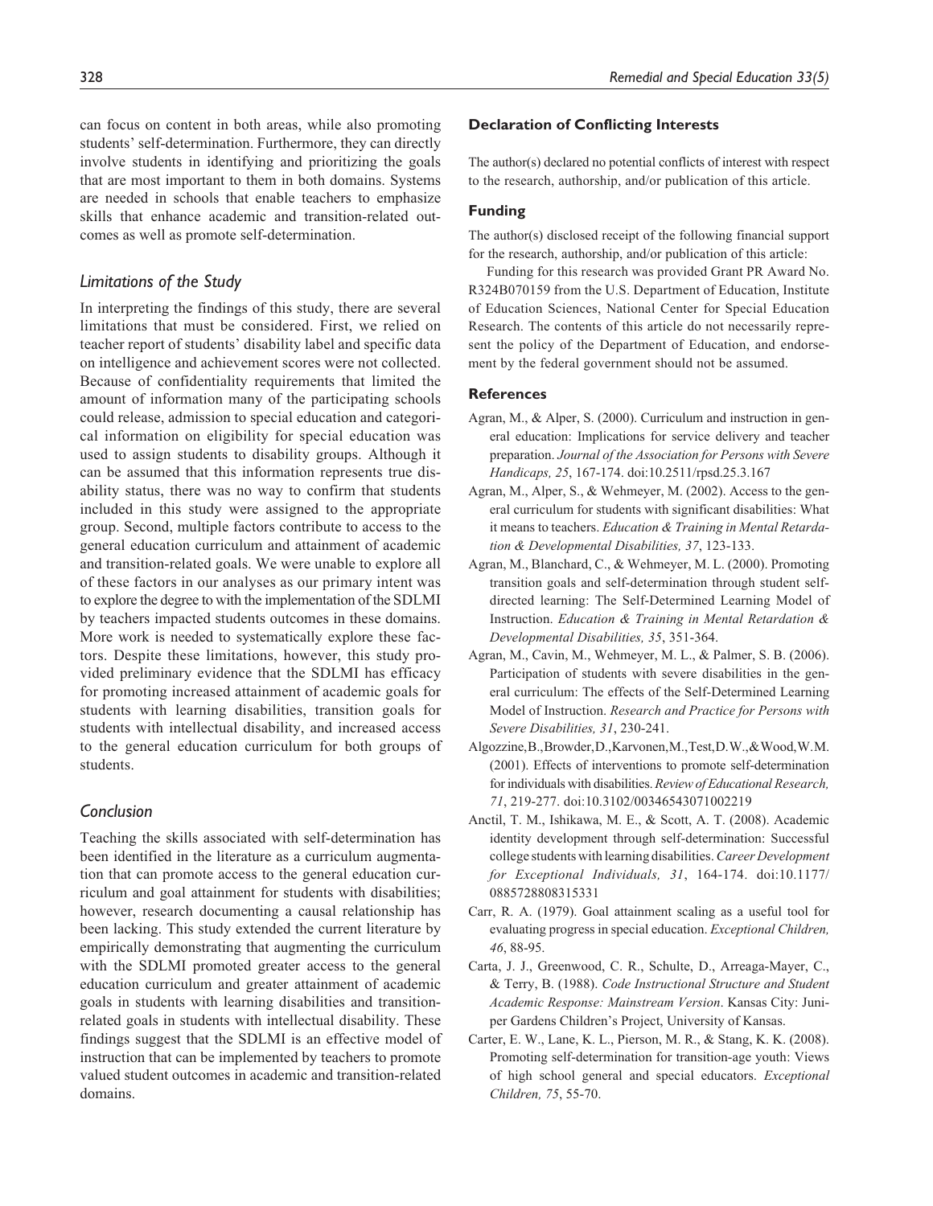can focus on content in both areas, while also promoting students' self-determination. Furthermore, they can directly involve students in identifying and prioritizing the goals that are most important to them in both domains. Systems are needed in schools that enable teachers to emphasize skills that enhance academic and transition-related outcomes as well as promote self-determination.

## *Limitations of the Study*

In interpreting the findings of this study, there are several limitations that must be considered. First, we relied on teacher report of students' disability label and specific data on intelligence and achievement scores were not collected. Because of confidentiality requirements that limited the amount of information many of the participating schools could release, admission to special education and categorical information on eligibility for special education was used to assign students to disability groups. Although it can be assumed that this information represents true disability status, there was no way to confirm that students included in this study were assigned to the appropriate group. Second, multiple factors contribute to access to the general education curriculum and attainment of academic and transition-related goals. We were unable to explore all of these factors in our analyses as our primary intent was to explore the degree to with the implementation of the SDLMI by teachers impacted students outcomes in these domains. More work is needed to systematically explore these factors. Despite these limitations, however, this study provided preliminary evidence that the SDLMI has efficacy for promoting increased attainment of academic goals for students with learning disabilities, transition goals for students with intellectual disability, and increased access to the general education curriculum for both groups of students.

## *Conclusion*

Teaching the skills associated with self-determination has been identified in the literature as a curriculum augmentation that can promote access to the general education curriculum and goal attainment for students with disabilities; however, research documenting a causal relationship has been lacking. This study extended the current literature by empirically demonstrating that augmenting the curriculum with the SDLMI promoted greater access to the general education curriculum and greater attainment of academic goals in students with learning disabilities and transition-related goals in students with intellectual disability. These findings suggest that the SDLMI is an effective model of instruction that can be implemented by teachers to promote valued student outcomes in academic and transition-related domains.

### Declaration of Conflicting Interests

The author(s) declared no potential conflicts of interest with respect to the research, authorship, and/or publication of this article.

### Funding

The author(s) disclosed receipt of the following financial support for the research, authorship, and/or publication of this article:

Funding for this research was provided Grant PR Award No. R324B070159 from the U.S. Department of Education, Institute of Education Sciences, National Center for Special Education Research. The contents of this article do not necessarily represent the policy of the Department of Education, and endorsement by the federal government should not be assumed.

### References

Agran, M., & Alper, S. (2000). Curriculum and instruction in general education: Implications for service delivery and teacher preparation. *Journal of the Association for Persons with Severe Handicaps, 25*, 167-174. doi:10.2511/rpsd.25.3.167

Agran, M., Alper, S., & Wehmeyer, M. (2002). Access to the general curriculum for students with significant disabilities: What it means to teachers. *Education & Training in Mental Retardation & Developmental Disabilities, 37*, 123-133.

Agran, M., Blanchard, C., & Wehmeyer, M. L. (2000). Promoting transition goals and self-determination through student self-directed learning: The Self-Determined Learning Model of Instruction. *Education & Training in Mental Retardation & Developmental Disabilities, 35*, 351-364.

Agran, M., Cavin, M., Wehmeyer, M. L., & Palmer, S. B. (2006). Participation of students with severe disabilities in the general curriculum: The effects of the Self-Determined Learning Model of Instruction. *Research and Practice for Persons with Severe Disabilities, 31*, 230-241.

Algozzine, B., Browder, D., Karvonen, M., Test, D. W., & Wood, W. M. (2001). Effects of interventions to promote self-determination for individuals with disabilities. *Review of Educational Research, 71*, 219-277. doi:10.3102/00346543071002219

Anctil, T. M., Ishikawa, M. E., & Scott, A. T. (2008). Academic identity development through self-determination: Successful college students with learning disabilities. *Career Development for Exceptional Individuals, 31*, 164-174. doi:10.1177/0885728808315331

Carr, R. A. (1979). Goal attainment scaling as a useful tool for evaluating progress in special education. *Exceptional Children, 46*, 88-95.

Carta, J. J., Greenwood, C. R., Schulte, D., Arreaga-Mayer, C., & Terry, B. (1988). *Code Instructional Structure and Student Academic Response: Mainstream Version*. Kansas City: Juniper Gardens Children's Project, University of Kansas.

Carter, E. W., Lane, K. L., Pierson, M. R., & Stang, K. K. (2008). Promoting self-determination for transition-age youth: Views of high school general and special educators. *Exceptional Children, 75*, 55-70.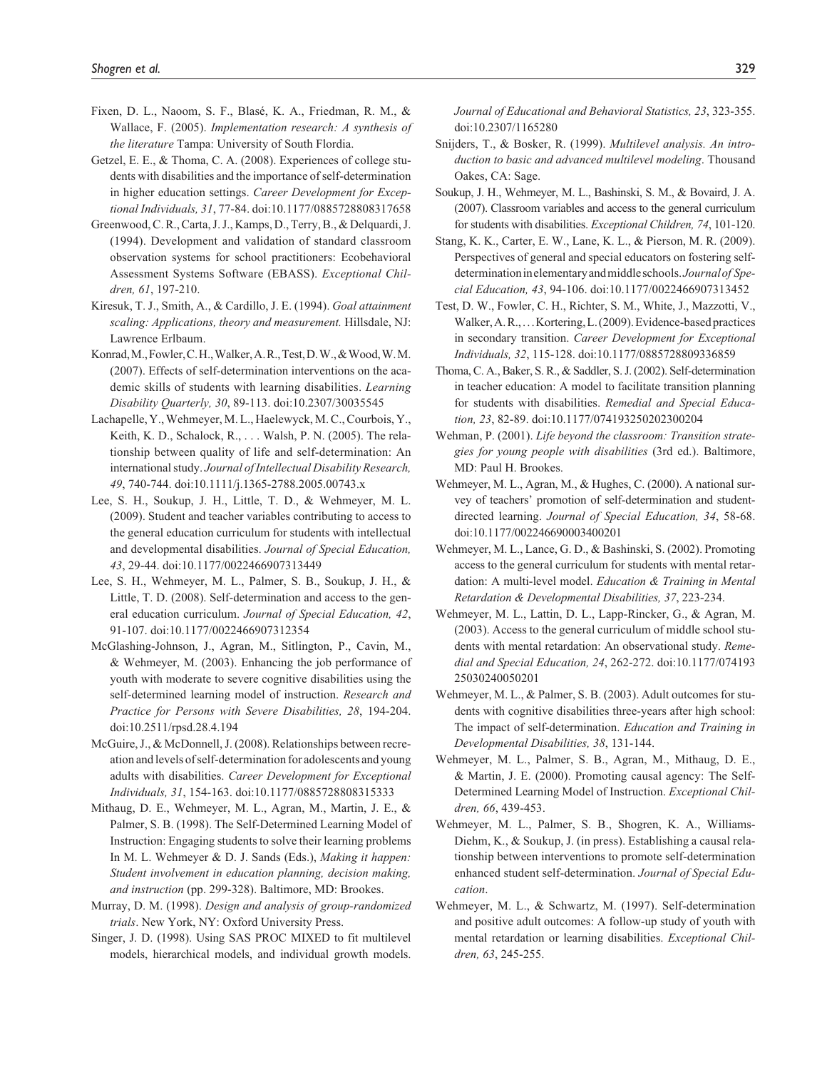Fixen, D. L., Naoom, S. F., Blasé, K. A., Friedman, R. M., & Wallace, F. (2005). *Implementation research: A synthesis of the literature* Tampa: University of South Flordia.

Getzel, E. E., & Thoma, C. A. (2008). Experiences of college students with disabilities and the importance of self-determination in higher education settings. *Career Development for Exceptional Individuals, 31*, 77-84. doi:10.1177/0885728808317658

Greenwood, C. R., Carta, J. J., Kamps, D., Terry, B., & Delquardi, J. (1994). Development and validation of standard classroom observation systems for school practitioners: Ecobehavioral Assessment Systems Software (EBASS). *Exceptional Children, 61*, 197-210.

Kiresuk, T. J., Smith, A., & Cardillo, J. E. (1994). *Goal attainment scaling: Applications, theory and measurement.* Hillsdale, NJ: Lawrence Erlbaum.

Konrad, M., Fowler, C. H., Walker, A. R., Test, D. W., & Wood, W. M. (2007). Effects of self-determination interventions on the academic skills of students with learning disabilities. *Learning Disability Quarterly, 30*, 89-113. doi:10.2307/30035545

Lachapelle, Y., Wehmeyer, M. L., Haelewyck, M. C., Courbois, Y., Keith, K. D., Schalock, R., . . . Walsh, P. N. (2005). The relationship between quality of life and self-determination: An international study. *Journal of Intellectual Disability Research, 49*, 740-744. doi:10.1111/j.1365-2788.2005.00743.x

Lee, S. H., Soukup, J. H., Little, T. D., & Wehmeyer, M. L. (2009). Student and teacher variables contributing to access to the general education curriculum for students with intellectual and developmental disabilities. *Journal of Special Education, 43*, 29-44. doi:10.1177/0022466907313449

Lee, S. H., Wehmeyer, M. L., Palmer, S. B., Soukup, J. H., & Little, T. D. (2008). Self-determination and access to the general education curriculum. *Journal of Special Education, 42*, 91-107. doi:10.1177/0022466907312354

McGlashing-Johnson, J., Agran, M., Sitlington, P., Cavin, M., & Wehmeyer, M. (2003). Enhancing the job performance of youth with moderate to severe cognitive disabilities using the self-determined learning model of instruction. *Research and Practice for Persons with Severe Disabilities, 28*, 194-204. doi:10.2511/rpsd.28.4.194

McGuire, J., & McDonnell, J. (2008). Relationships between recreation and levels of self-determination for adolescents and young adults with disabilities. *Career Development for Exceptional Individuals, 31*, 154-163. doi:10.1177/0885728808315333

Mithaug, D. E., Wehmeyer, M. L., Agran, M., Martin, J. E., & Palmer, S. B. (1998). The Self-Determined Learning Model of Instruction: Engaging students to solve their learning problems In M. L. Wehmeyer & D. J. Sands (Eds.), *Making it happen: Student involvement in education planning, decision making, and instruction* (pp. 299-328). Baltimore, MD: Brookes.

Murray, D. M. (1998). *Design and analysis of group-randomized trials*. New York, NY: Oxford University Press.

Singer, J. D. (1998). Using SAS PROC MIXED to fit multilevel models, hierarchical models, and individual growth models. *Journal of Educational and Behavioral Statistics, 23*, 323-355. doi:10.2307/1165280

Snijders, T., & Bosker, R. (1999). *Multilevel analysis. An introduction to basic and advanced multilevel modeling*. Thousand Oakes, CA: Sage.

Soukup, J. H., Wehmeyer, M. L., Bashinski, S. M., & Bovaird, J. A. (2007). Classroom variables and access to the general curriculum for students with disabilities. *Exceptional Children, 74*, 101-120.

Stang, K. K., Carter, E. W., Lane, K. L., & Pierson, M. R. (2009). Perspectives of general and special educators on fostering self-determination in elementary and middle schools. *Journal of Special Education, 43*, 94-106. doi:10.1177/0022466907313452

Test, D. W., Fowler, C. H., Richter, S. M., White, J., Mazzotti, V., Walker, A. R., . . . Kortering, L. (2009). Evidence-based practices in secondary transition. *Career Development for Exceptional Individuals, 32*, 115-128. doi:10.1177/0885728809336859

Thoma, C. A., Baker, S. R., & Saddler, S. J. (2002). Self-determination in teacher education: A model to facilitate transition planning for students with disabilities. *Remedial and Special Education, 23*, 82-89. doi:10.1177/074193250202300204

Wehman, P. (2001). *Life beyond the classroom: Transition strategies for young people with disabilities* (3rd ed.). Baltimore, MD: Paul H. Brookes.

Wehmeyer, M. L., Agran, M., & Hughes, C. (2000). A national survey of teachers' promotion of self-determination and student-directed learning. *Journal of Special Education, 34*, 58-68. doi:10.1177/002246690003400201

Wehmeyer, M. L., Lance, G. D., & Bashinski, S. (2002). Promoting access to the general curriculum for students with mental retardation: A multi-level model. *Education & Training in Mental Retardation & Developmental Disabilities, 37*, 223-234.

Wehmeyer, M. L., Lattin, D. L., Lapp-Rincker, G., & Agran, M. (2003). Access to the general curriculum of middle school students with mental retardation: An observational study. *Remedial and Special Education, 24*, 262-272. doi:10.1177/07419325030240050201

Wehmeyer, M. L., & Palmer, S. B. (2003). Adult outcomes for students with cognitive disabilities three-years after high school: The impact of self-determination. *Education and Training in Developmental Disabilities, 38*, 131-144.

Wehmeyer, M. L., Palmer, S. B., Agran, M., Mithaug, D. E., & Martin, J. E. (2000). Promoting causal agency: The Self-Determined Learning Model of Instruction. *Exceptional Children, 66*, 439-453.

Wehmeyer, M. L., Palmer, S. B., Shogren, K. A., Williams-Diehm, K., & Soukup, J. (in press). Establishing a causal relationship between interventions to promote self-determination enhanced student self-determination. *Journal of Special Education*.

Wehmeyer, M. L., & Schwartz, M. (1997). Self-determination and positive adult outcomes: A follow-up study of youth with mental retardation or learning disabilities. *Exceptional Children, 63*, 245-255.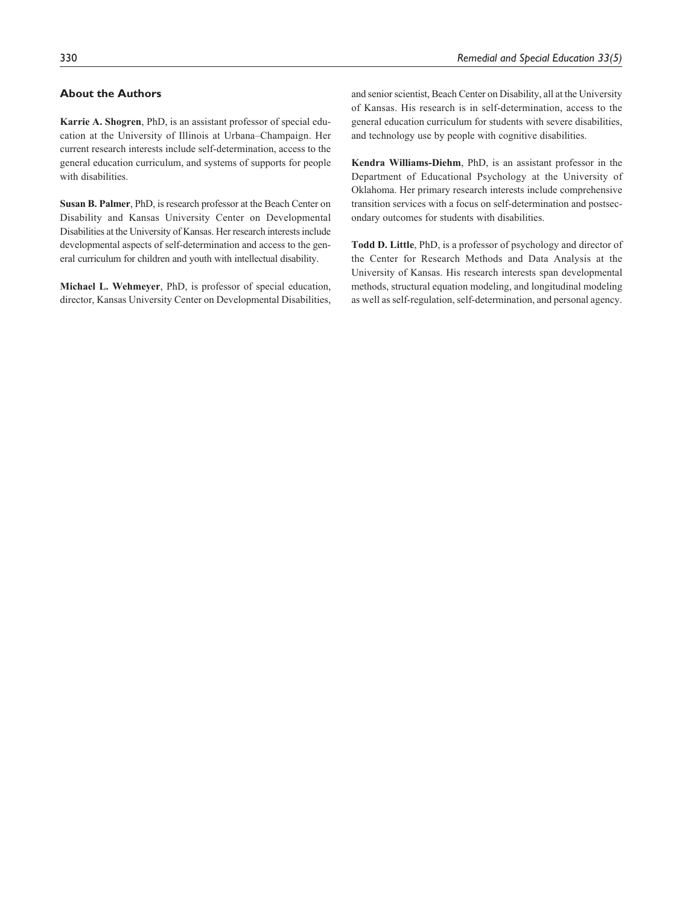## About the Authors

**Karrie A. Shogren**, PhD, is an assistant professor of special education at the University of Illinois at Urbana–Champaign. Her current research interests include self-determination, access to the general education curriculum, and systems of supports for people with disabilities.

**Susan B. Palmer**, PhD, is research professor at the Beach Center on Disability and Kansas University Center on Developmental Disabilities at the University of Kansas. Her research interests include developmental aspects of self-determination and access to the general curriculum for children and youth with intellectual disability.

**Michael L. Wehmeyer**, PhD, is professor of special education, director, Kansas University Center on Developmental Disabilities, and senior scientist, Beach Center on Disability, all at the University of Kansas. His research is in self-determination, access to the general education curriculum for students with severe disabilities, and technology use by people with cognitive disabilities.

**Kendra Williams-Diehm**, PhD, is an assistant professor in the Department of Educational Psychology at the University of Oklahoma. Her primary research interests include comprehensive transition services with a focus on self-determination and postsecondary outcomes for students with disabilities.

**Todd D. Little**, PhD, is a professor of psychology and director of the Center for Research Methods and Data Analysis at the University of Kansas. His research interests span developmental methods, structural equation modeling, and longitudinal modeling as well as self-regulation, self-determination, and personal agency.